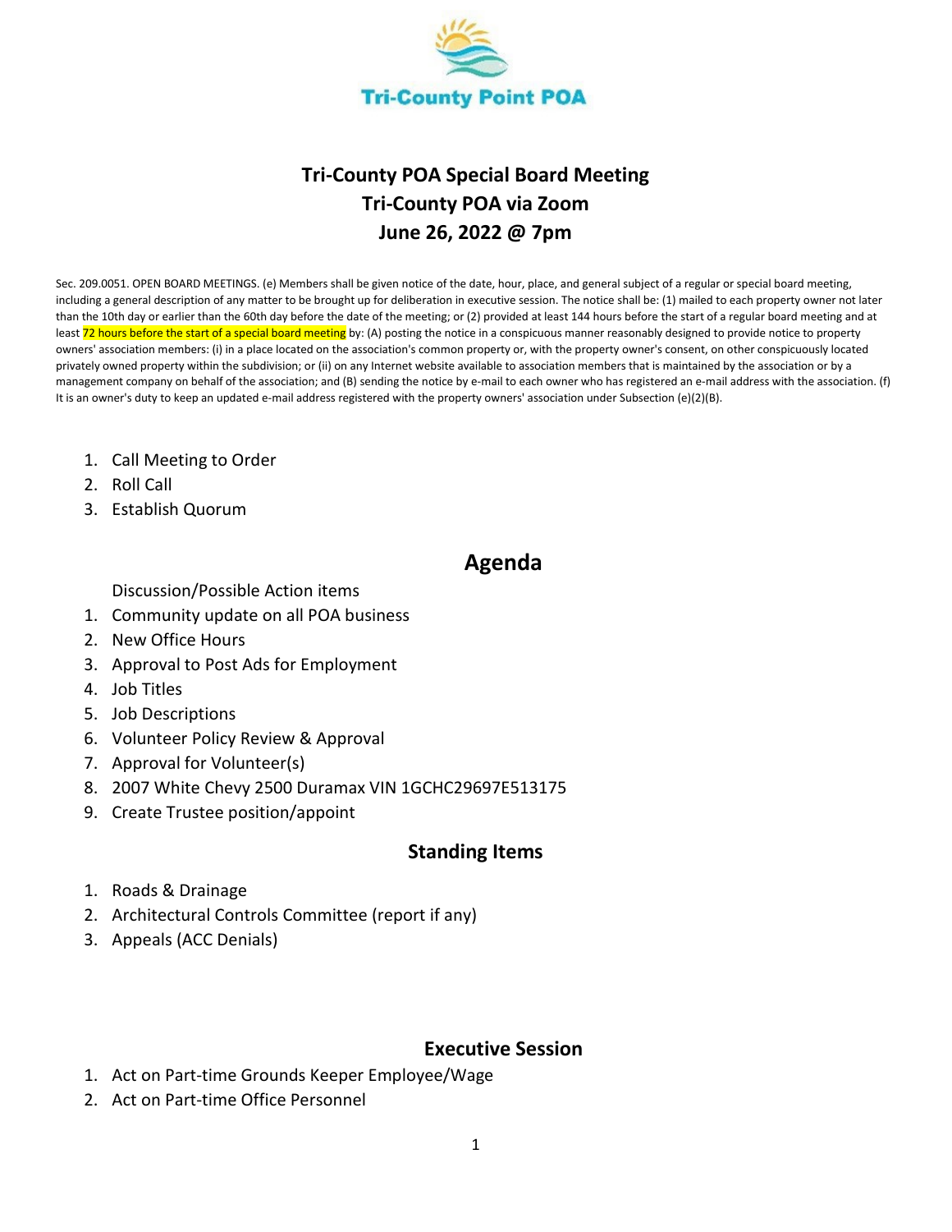Tri-County Point POA

# Tri-County POA Special Board Meeting
## Tri-County POA via Zoom
## June 26, 2022 @ 7pm

Sec. 209.0051. OPEN BOARD MEETINGS. (e) Members shall be given notice of the date, hour, place, and general subject of a regular or special board meeting, including a general description of any matter to be brought up for deliberation in executive session. The notice shall be: (1) mailed to each property owner not later than the 10th day or earlier than the 60th day before the date of the meeting; or (2) provided at least 144 hours before the start of a regular board meeting and at least 72 hours before the start of a special board meeting by: (A) posting the notice in a conspicuous manner reasonably designed to provide notice to property owners' association members: (i) in a place located on the association's common property or, with the property owner's consent, on other conspicuously located privately owned property within the subdivision; or (ii) on any Internet website available to association members that is maintained by the association or by a management company on behalf of the association; and (B) sending the notice by e-mail to each owner who has registered an e-mail address with the association. (f) It is an owner's duty to keep an updated e-mail address registered with the property owners' association under Subsection (e)(2)(B).

1. Call Meeting to Order
2. Roll Call
3. Establish Quorum

## Agenda

Discussion/Possible Action items

1. Community update on all POA business
2. New Office Hours
3. Approval to Post Ads for Employment
4. Job Titles
5. Job Descriptions
6. Volunteer Policy Review & Approval
7. Approval for Volunteer(s)
8. 2007 White Chevy 2500 Duramax VIN 1GCHC29697E513175
9. Create Trustee position/appoint

### Standing Items

1. Roads & Drainage
2. Architectural Controls Committee (report if any)
3. Appeals (ACC Denials)

### Executive Session

1. Act on Part-time Grounds Keeper Employee/Wage
2. Act on Part-time Office Personnel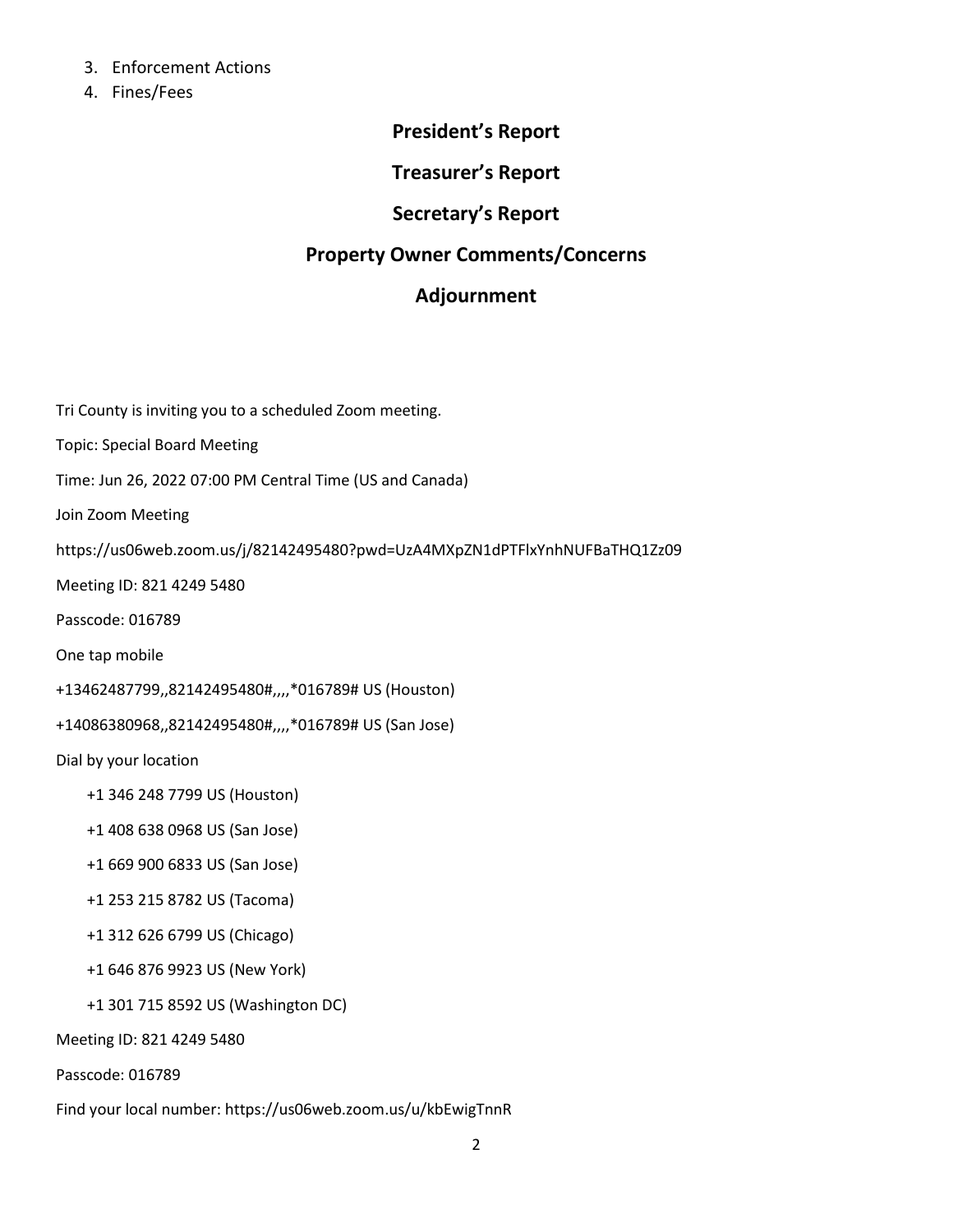3. Enforcement Actions
4. Fines/Fees

## President's Report

## Treasurer's Report

## Secretary's Report

## Property Owner Comments/Concerns

## Adjournment

Tri County is inviting you to a scheduled Zoom meeting.

Topic: Special Board Meeting

Time: Jun 26, 2022 07:00 PM Central Time (US and Canada)

Join Zoom Meeting

https://us06web.zoom.us/j/82142495480?pwd=UzA4MXpZN1dPTFlxYnhNUFBaTHQ1Zz09

Meeting ID: 821 4249 5480

Passcode: 016789

One tap mobile

+13462487799,,82142495480#,,,,*016789# US (Houston)

+14086380968,,82142495480#,,,,*016789# US (San Jose)

Dial by your location

+1 346 248 7799 US (Houston)

+1 408 638 0968 US (San Jose)

+1 669 900 6833 US (San Jose)

+1 253 215 8782 US (Tacoma)

+1 312 626 6799 US (Chicago)

+1 646 876 9923 US (New York)

+1 301 715 8592 US (Washington DC)

Meeting ID: 821 4249 5480

Passcode: 016789

Find your local number: https://us06web.zoom.us/u/kbEwigTnnR